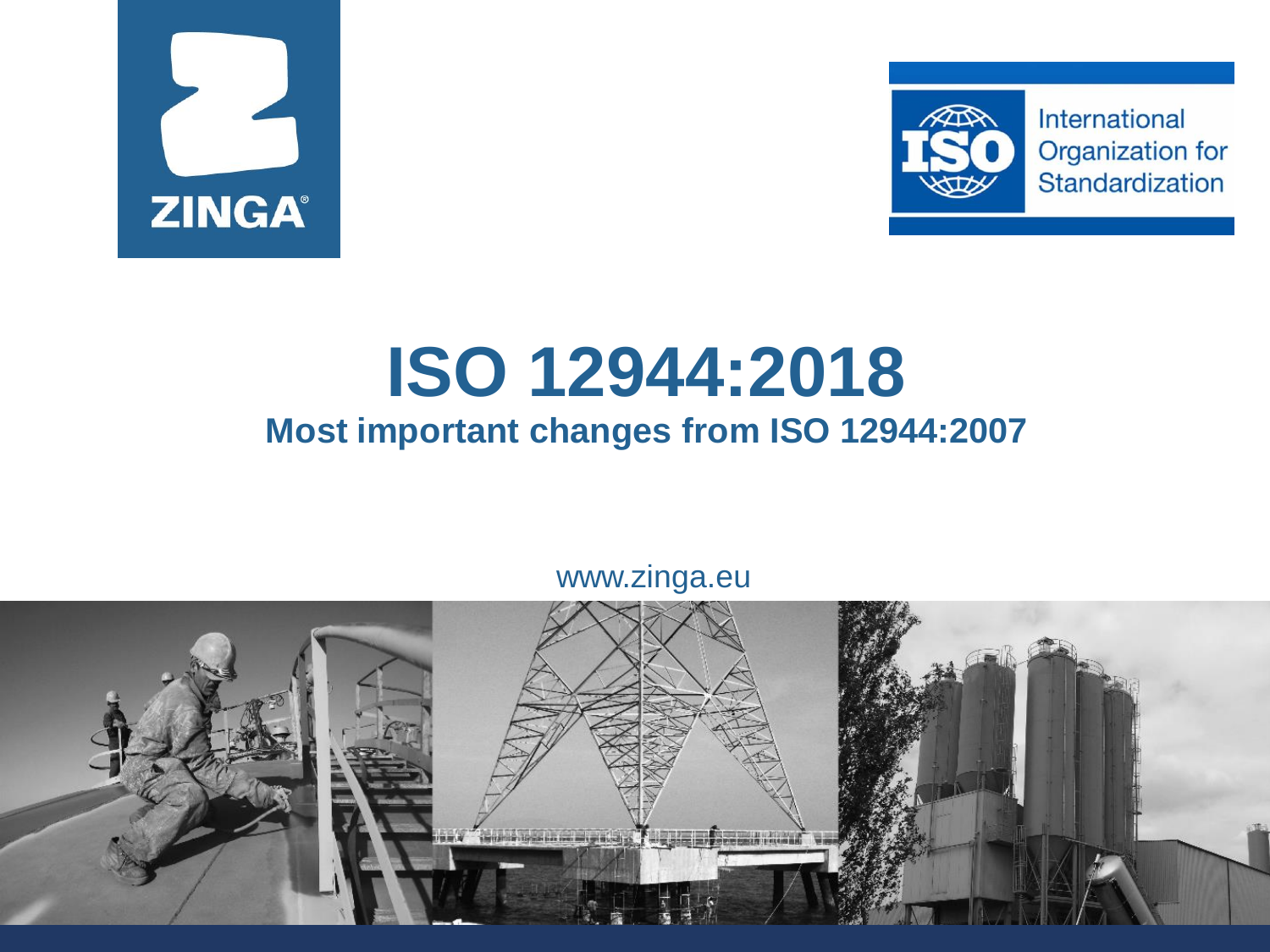ZINGA®

International Organization for Standardization

# ISO 12944:2018

## Most important changes from ISO 12944:2007

www.zinga.eu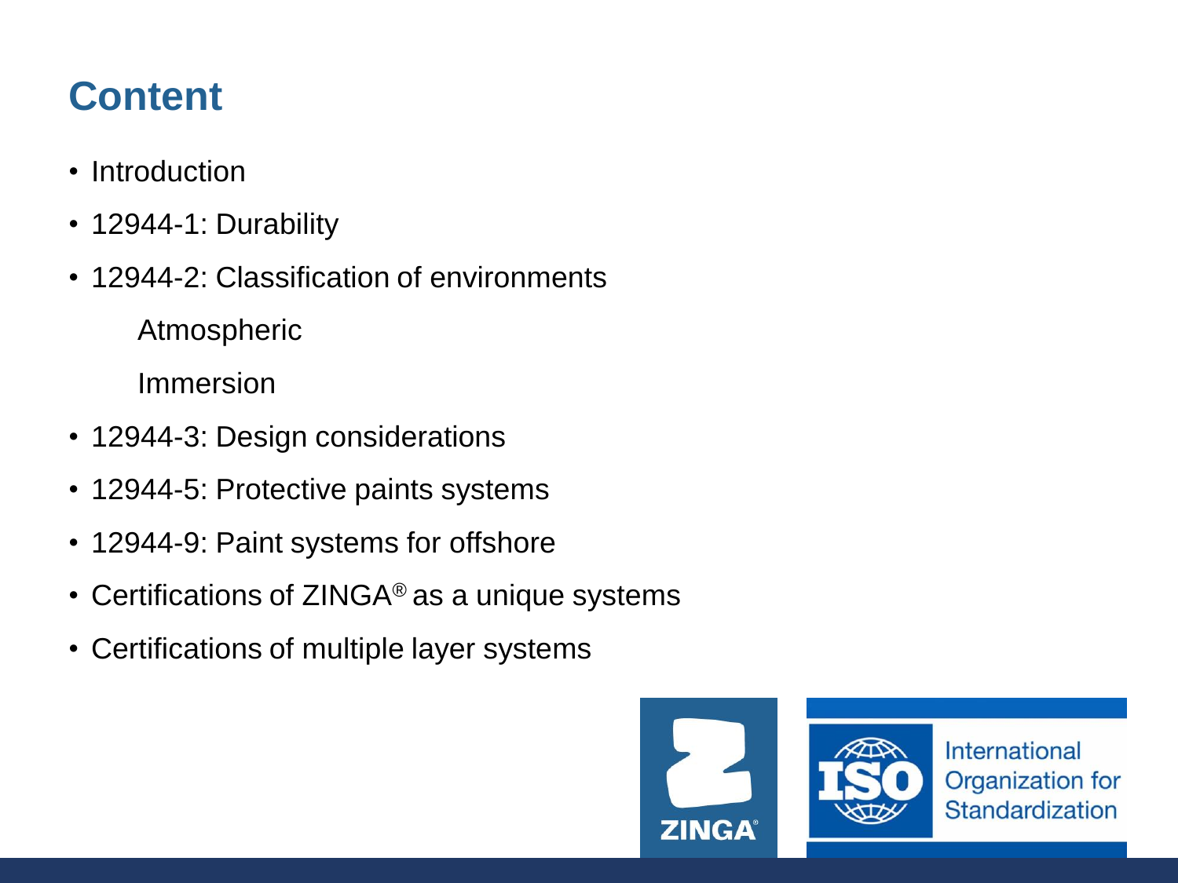## Content

- Introduction
- 12944-1: Durability
- 12944-2: Classification of environments
    - Atmospheric
    - Immersion
- 12944-3: Design considerations
- 12944-5: Protective paints systems
- 12944-9: Paint systems for offshore
- Certifications of ZINGA® as a unique systems
- Certifications of multiple layer systems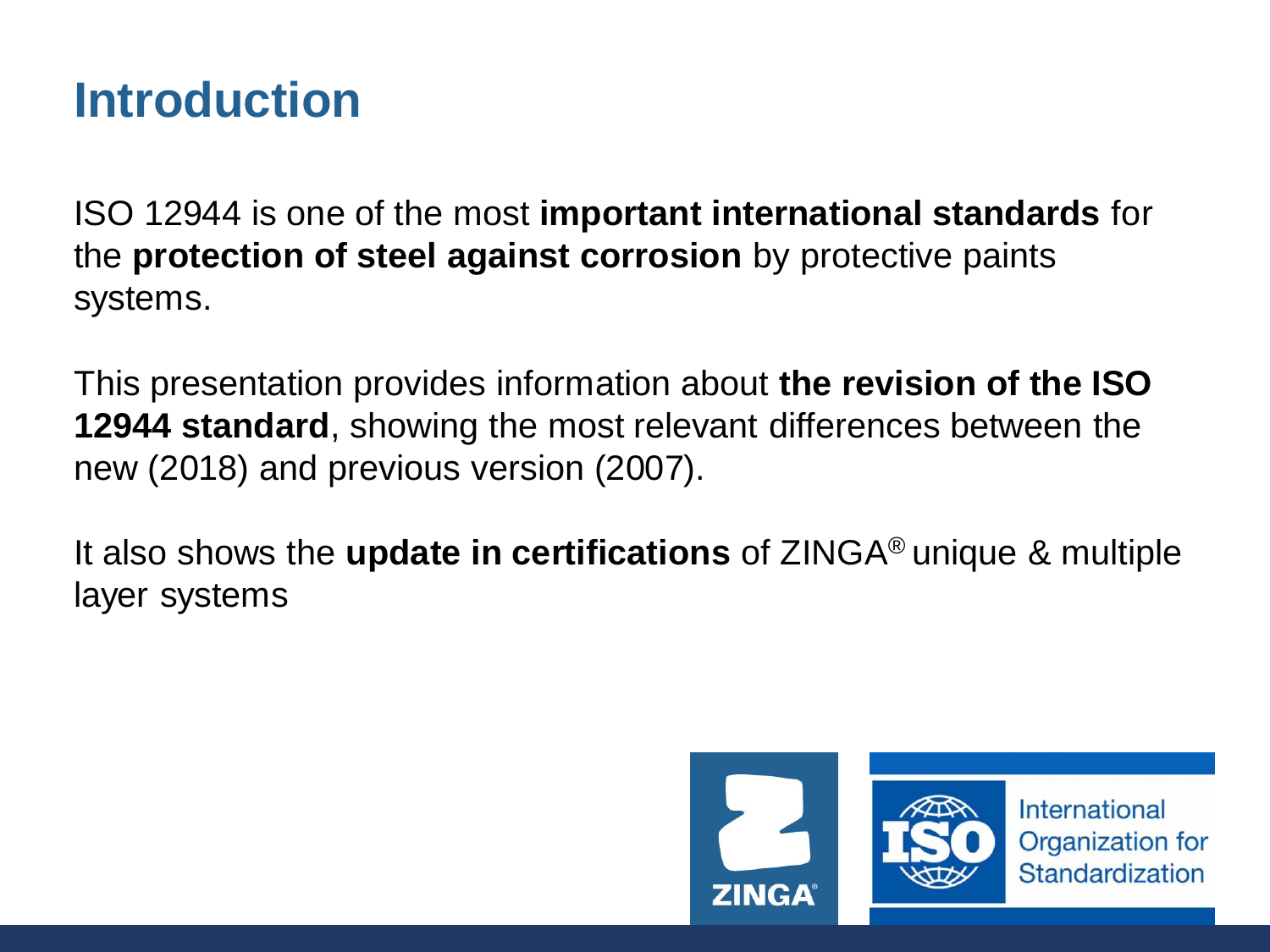# Introduction

ISO 12944 is one of the most **important international standards** for the **protection of steel against corrosion** by protective paints systems.

This presentation provides information about **the revision of the ISO 12944 standard**, showing the most relevant differences between the new (2018) and previous version (2007).

It also shows the **update in certifications** of ZINGA® unique & multiple layer systems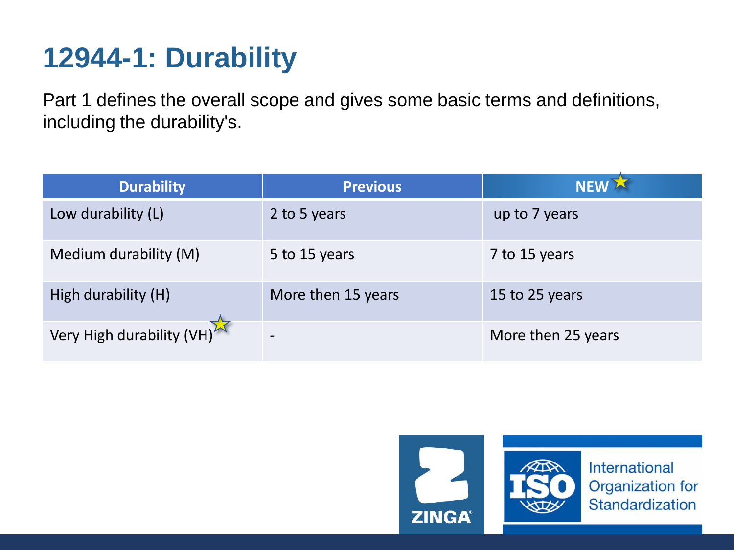# 12944-1: Durability

Part 1 defines the overall scope and gives some basic terms and definitions, including the durability's.

| Durability | Previous | NEW |
| --- | --- | --- |
| Low durability (L) | 2 to 5 years | up to 7 years |
| Medium durability (M) | 5 to 15 years | 7 to 15 years |
| High durability (H) | More then 15 years | 15 to 25 years |
| Very High durability (VH) | - | More then 25 years |

ZINGA

International Organization for Standardization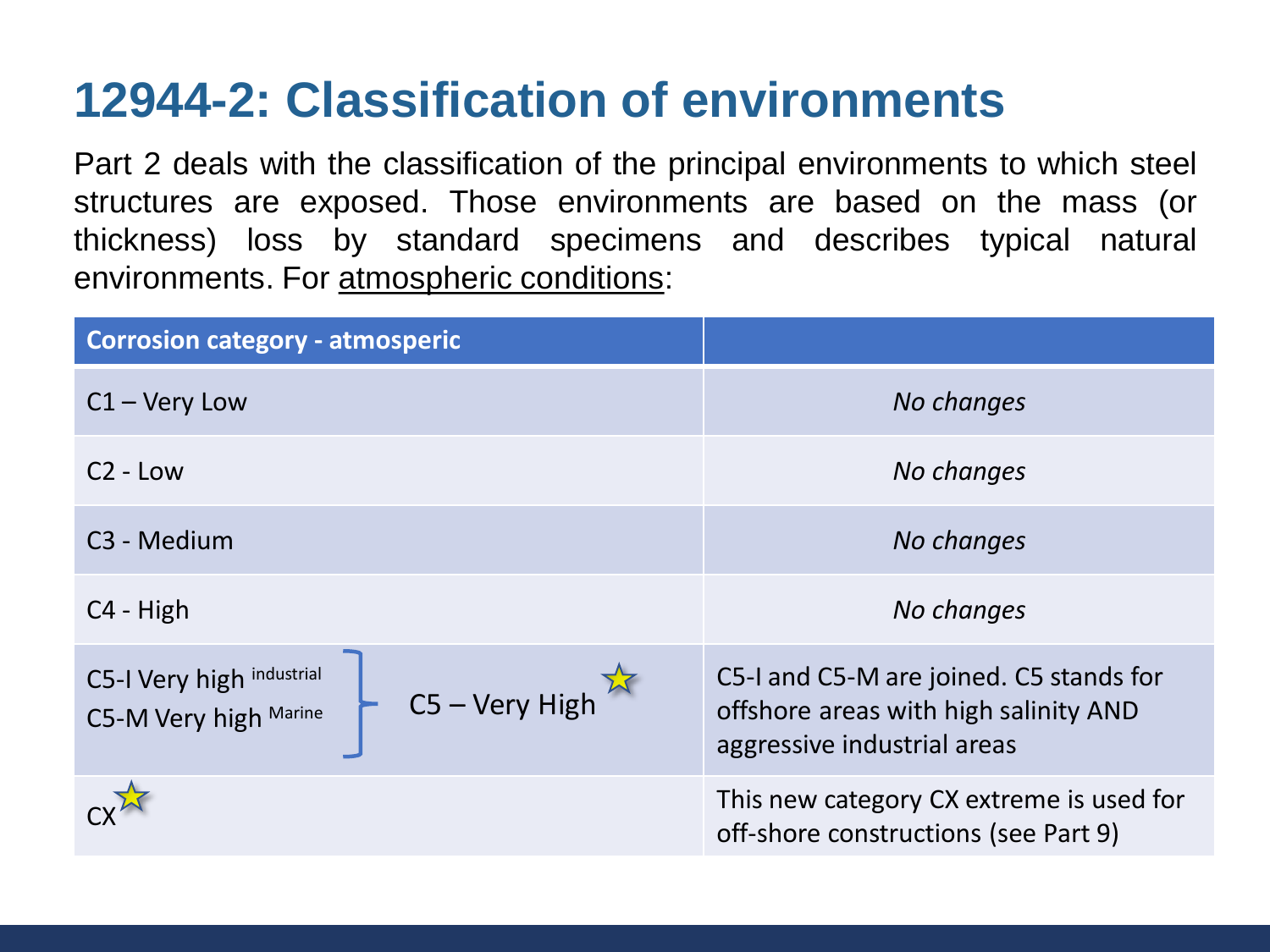# 12944-2: Classification of environments

Part 2 deals with the classification of the principal environments to which steel structures are exposed. Those environments are based on the mass (or thickness) loss by standard specimens and describes typical natural environments. For atmospheric conditions:

| Corrosion category - atmosperic | |
|---|---|
| C1 – Very Low | *No changes* |
| C2 - Low | *No changes* |
| C3 - Medium | *No changes* |
| C4 - High | *No changes* |
| C5-I Very high industrial<br>C5-M Very high Marine<br>→ C5 – Very High ☆ | C5-I and C5-M are joined. C5 stands for offshore areas with high salinity AND aggressive industrial areas |
| CX ☆ | This new category CX extreme is used for off-shore constructions (see Part 9) |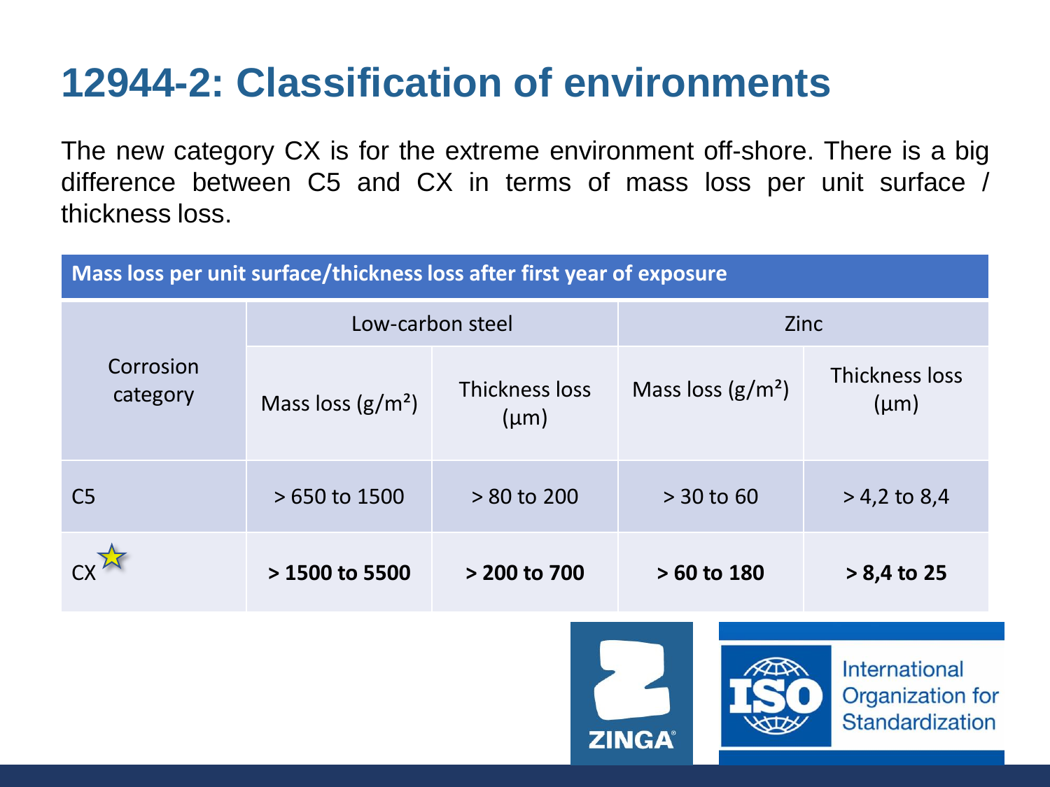# 12944-2: Classification of environments

The new category CX is for the extreme environment off-shore. There is a big difference between C5 and CX in terms of mass loss per unit surface / thickness loss.

| Mass loss per unit surface/thickness loss after first year of exposure | | | | |
|---|---|---|---|---|
| Corrosion category | Low-carbon steel | | Zinc | |
| | Mass loss (g/m²) | Thickness loss (µm) | Mass loss (g/m²) | Thickness loss (µm) |
| C5 | > 650 to 1500 | > 80 to 200 | > 30 to 60 | > 4,2 to 8,4 |
| CX | **> 1500 to 5500** | **> 200 to 700** | **> 60 to 180** | **> 8,4 to 25** |

ZINGA

International Organization for Standardization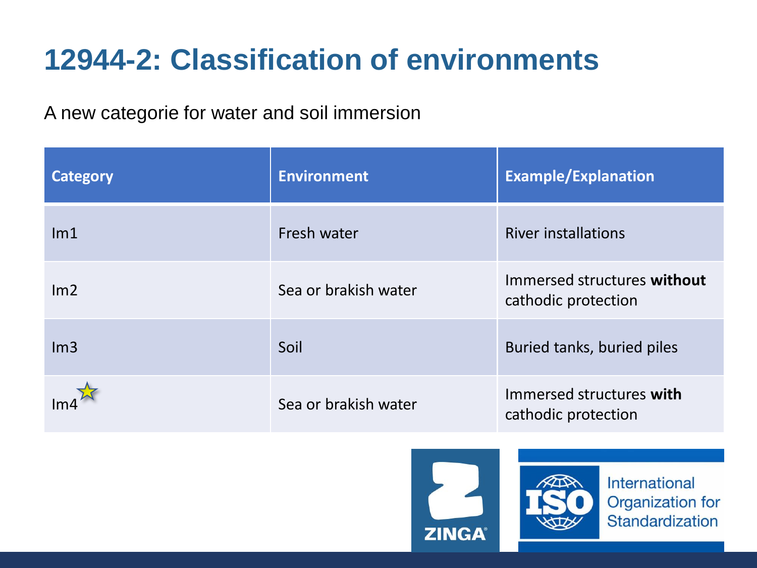# 12944-2: Classification of environments

A new categorie for water and soil immersion

| Category | Environment | Example/Explanation |
|---|---|---|
| Im1 | Fresh water | River installations |
| Im2 | Sea or brakish water | Immersed structures **without** cathodic protection |
| Im3 | Soil | Buried tanks, buried piles |
| Im4 | Sea or brakish water | Immersed structures **with** cathodic protection |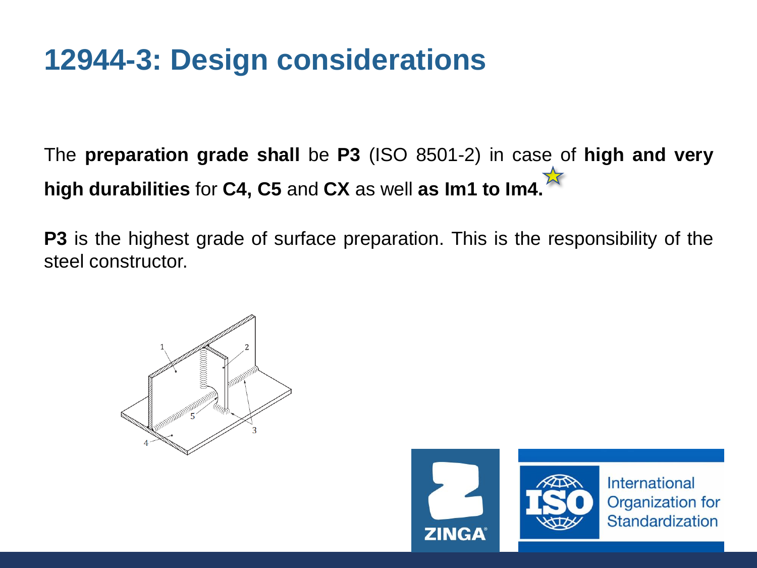# 12944-3: Design considerations

The **preparation grade shall** be **P3** (ISO 8501-2) in case of **high and very high durabilities** for **C4, C5** and **CX** as well **as Im1 to Im4.**

**P3** is the highest grade of surface preparation. This is the responsibility of the steel constructor.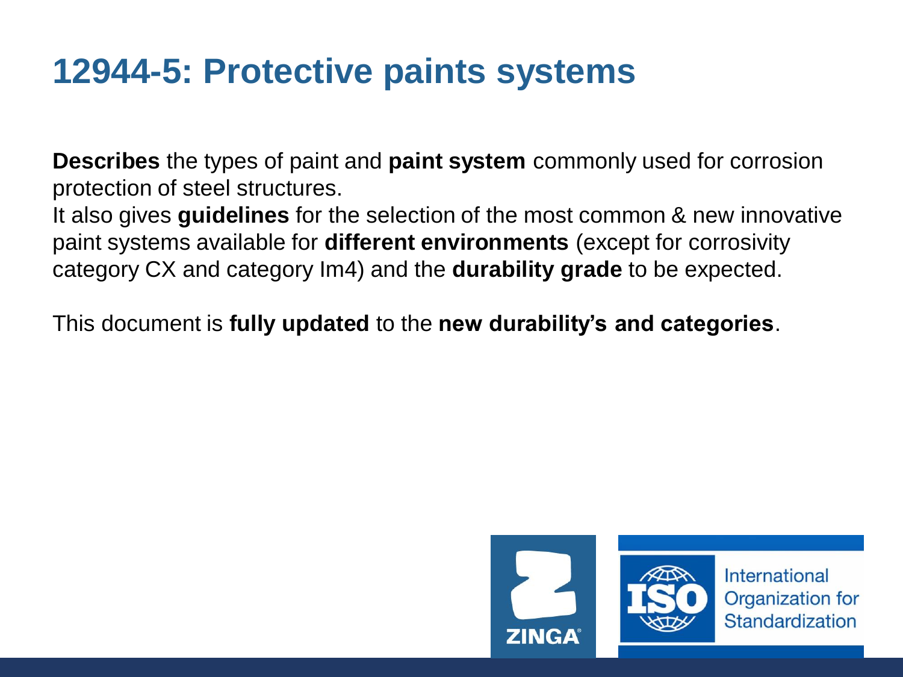# 12944-5: Protective paints systems

**Describes** the types of paint and **paint system** commonly used for corrosion protection of steel structures.
It also gives **guidelines** for the selection of the most common & new innovative paint systems available for **different environments** (except for corrosivity category CX and category Im4) and the **durability grade** to be expected.

This document is **fully updated** to the **new durability's and categories**.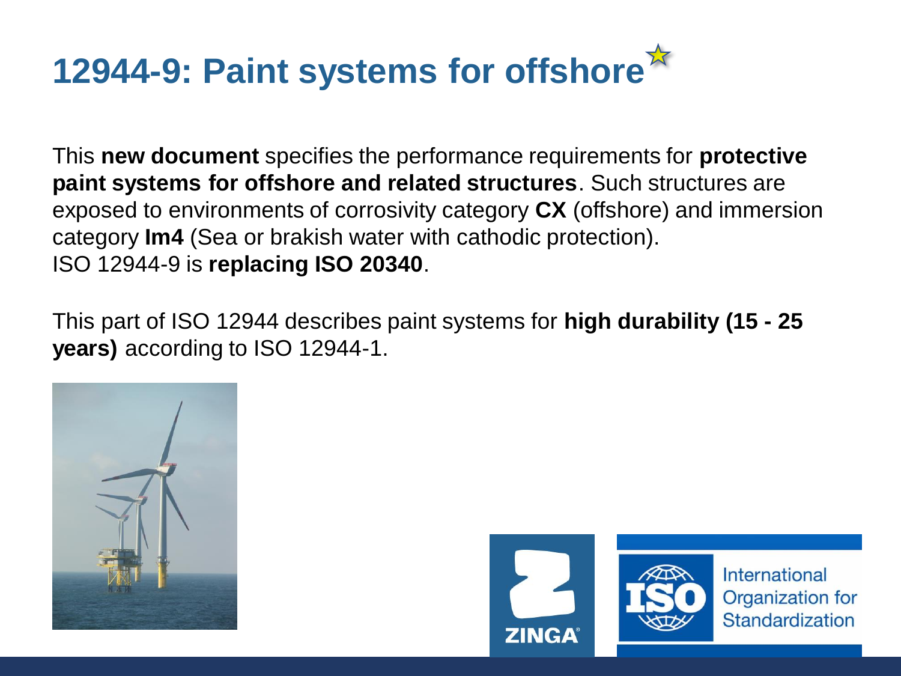# 12944-9: Paint systems for offshore

This **new document** specifies the performance requirements for **protective paint systems for offshore and related structures**. Such structures are exposed to environments of corrosivity category **CX** (offshore) and immersion category **Im4** (Sea or brakish water with cathodic protection).
ISO 12944-9 is **replacing ISO 20340**.

This part of ISO 12944 describes paint systems for **high durability (15 - 25 years)** according to ISO 12944-1.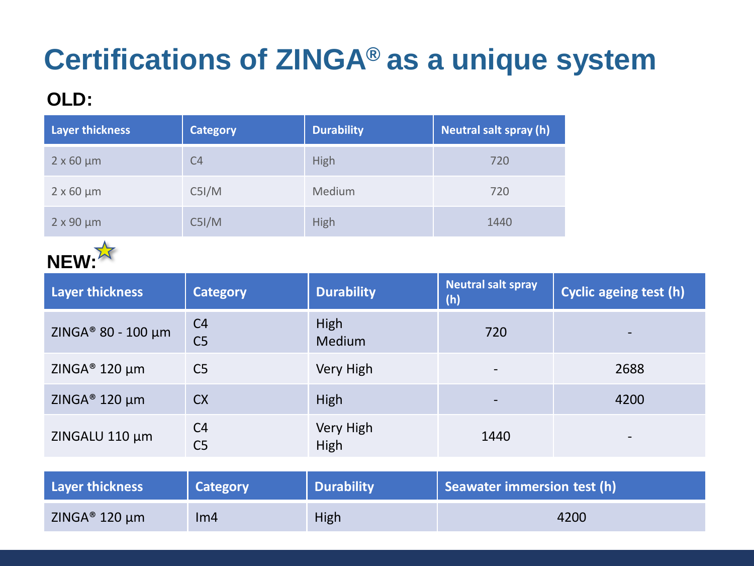# Certifications of ZINGA® as a unique system

**OLD:**

| Layer thickness | Category | Durability | Neutral salt spray (h) |
|---|---|---|---|
| 2 x 60 µm | C4 | High | 720 |
| 2 x 60 µm | C5I/M | Medium | 720 |
| 2 x 90 µm | C5I/M | High | 1440 |

**NEW:**

| Layer thickness | Category | Durability | Neutral salt spray (h) | Cyclic ageing test (h) |
|---|---|---|---|---|
| ZINGA® 80 - 100 µm | C4<br>C5 | High<br>Medium | 720 | - |
| ZINGA® 120 µm | C5 | Very High | - | 2688 |
| ZINGA® 120 µm | CX | High | - | 4200 |
| ZINGALU 110 µm | C4<br>C5 | Very High<br>High | 1440 | - |

| Layer thickness | Category | Durability | Seawater immersion test (h) |
|---|---|---|---|
| ZINGA® 120 µm | Im4 | High | 4200 |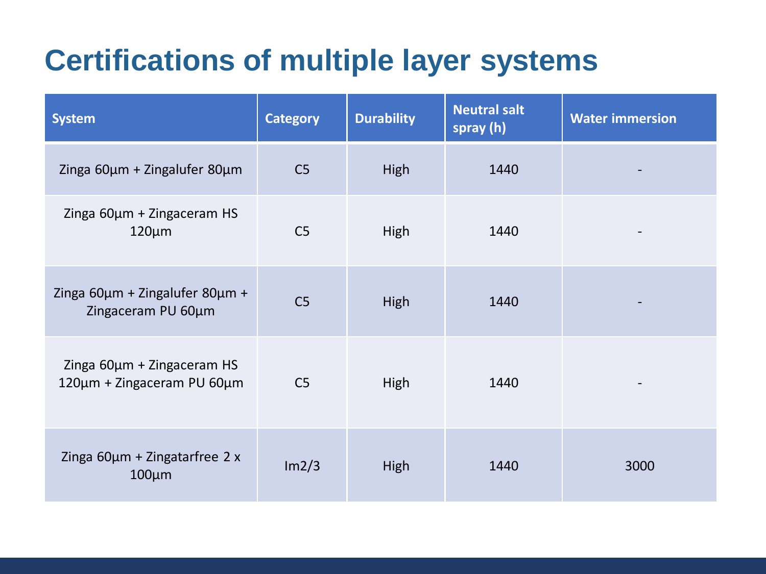# Certifications of multiple layer systems

| System | Category | Durability | Neutral salt spray (h) | Water immersion |
|---|---|---|---|---|
| Zinga 60µm + Zingalufer 80µm | C5 | High | 1440 | - |
| Zinga 60µm + Zingaceram HS 120µm | C5 | High | 1440 | - |
| Zinga 60µm + Zingalufer 80µm + Zingaceram PU 60µm | C5 | High | 1440 | - |
| Zinga 60µm + Zingaceram HS 120µm + Zingaceram PU 60µm | C5 | High | 1440 | - |
| Zinga 60µm + Zingatarfree 2 x 100µm | Im2/3 | High | 1440 | 3000 |